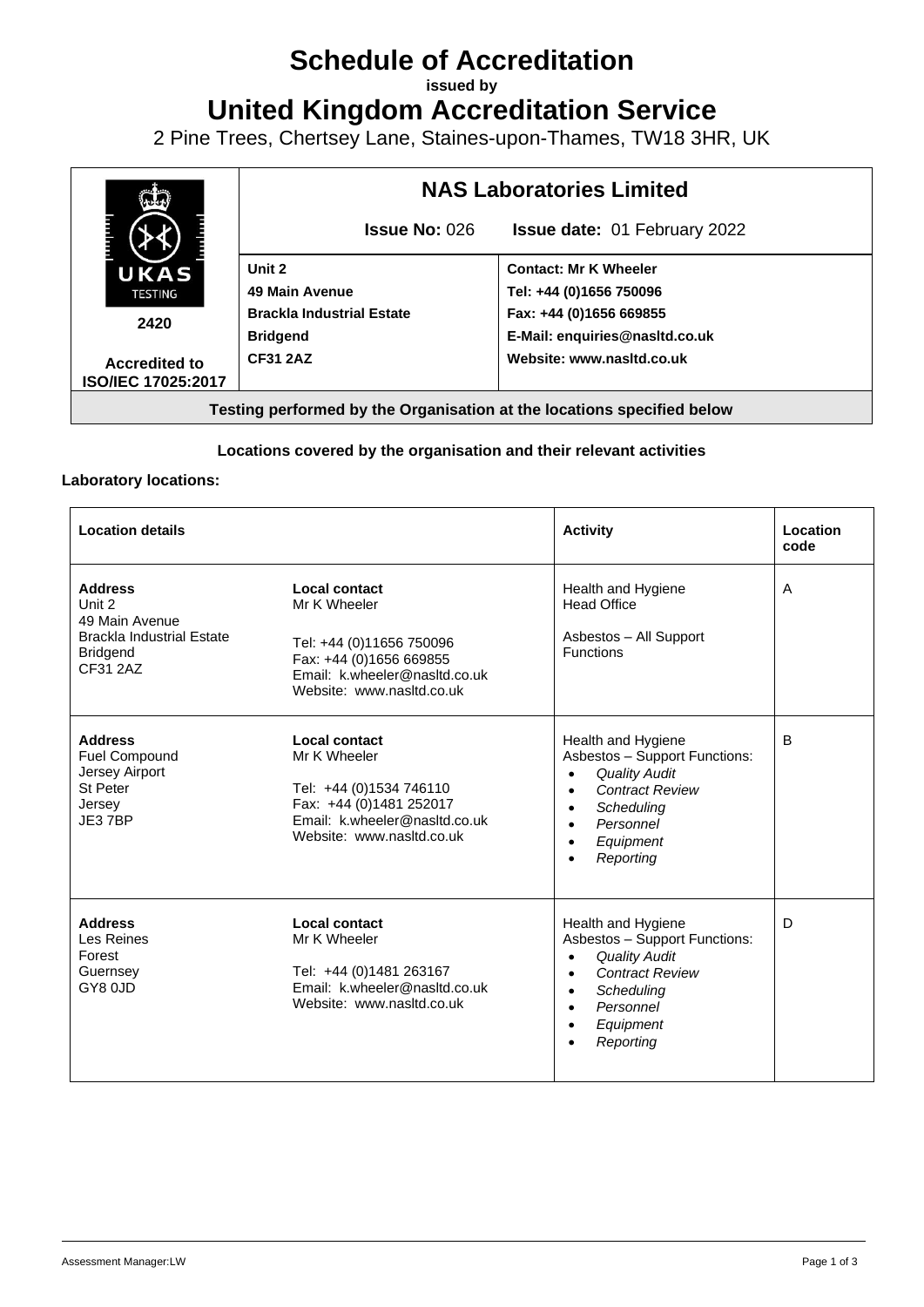# Schedule of Accreditation

**issued by**

# United Kingdom Accreditation Service

2 Pine Trees, Chertsey Lane, Staines-upon-Thames, TW18 3HR, UK

| UKAS TESTING 2420 Accredited to ISO/IEC 17025:2017 | **NAS Laboratories Limited** | |
|---|---|---|
| | **Issue No:** 026 | **Issue date:** 01 February 2022 |
| | **Unit 2**<br>**49 Main Avenue**<br>**Brackla Industrial Estate**<br>**Bridgend**<br>**CF31 2AZ** | **Contact: Mr K Wheeler**<br>**Tel: +44 (0)1656 750096**<br>**Fax: +44 (0)1656 669855**<br>**E-Mail: enquiries@nasltd.co.uk**<br>**Website: www.nasltd.co.uk** |
| **Testing performed by the Organisation at the locations specified below** | | |

**Locations covered by the organisation and their relevant activities**

**Laboratory locations:**

| Location details | | Activity | Location code |
|---|---|---|---|
| **Address**<br>Unit 2<br>49 Main Avenue<br>Brackla Industrial Estate<br>Bridgend<br>CF31 2AZ | **Local contact**<br>Mr K Wheeler<br><br>Tel: +44 (0)11656 750096<br>Fax: +44 (0)1656 669855<br>Email: k.wheeler@nasltd.co.uk<br>Website: www.nasltd.co.uk | Health and Hygiene<br>Head Office<br><br>Asbestos – All Support Functions | A |
| **Address**<br>Fuel Compound<br>Jersey Airport<br>St Peter<br>Jersey<br>JE3 7BP | **Local contact**<br>Mr K Wheeler<br><br>Tel: +44 (0)1534 746110<br>Fax: +44 (0)1481 252017<br>Email: k.wheeler@nasltd.co.uk<br>Website: www.nasltd.co.uk | Health and Hygiene<br>Asbestos – Support Functions:<br>• *Quality Audit*<br>• *Contract Review*<br>• *Scheduling*<br>• *Personnel*<br>• *Equipment*<br>• *Reporting* | B |
| **Address**<br>Les Reines<br>Forest<br>Guernsey<br>GY8 0JD | **Local contact**<br>Mr K Wheeler<br><br>Tel: +44 (0)1481 263167<br>Email: k.wheeler@nasltd.co.uk<br>Website: www.nasltd.co.uk | Health and Hygiene<br>Asbestos – Support Functions:<br>• *Quality Audit*<br>• *Contract Review*<br>• *Scheduling*<br>• *Personnel*<br>• *Equipment*<br>• *Reporting* | D |

Assessment Manager:LW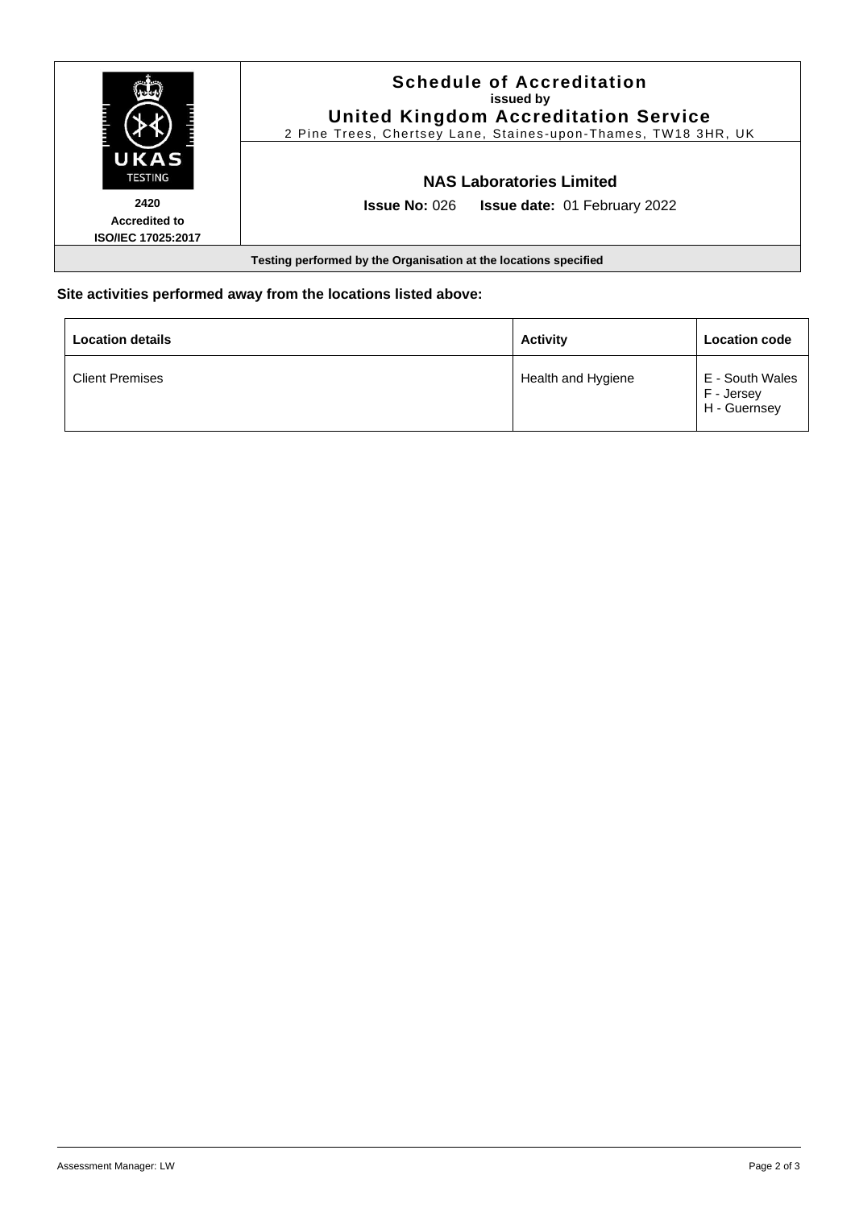# Schedule of Accreditation

**issued by**

**United Kingdom Accreditation Service**

2 Pine Trees, Chertsey Lane, Staines-upon-Thames, TW18 3HR, UK

**2420**
**Accredited to**
**ISO/IEC 17025:2017**

## NAS Laboratories Limited

**Issue No:** 026 **Issue date:** 01 February 2022

**Testing performed by the Organisation at the locations specified**

### Site activities performed away from the locations listed above:

| Location details | Activity | Location code |
|---|---|---|
| Client Premises | Health and Hygiene | E - South Wales<br>F - Jersey<br>H - Guernsey |

Assessment Manager: LW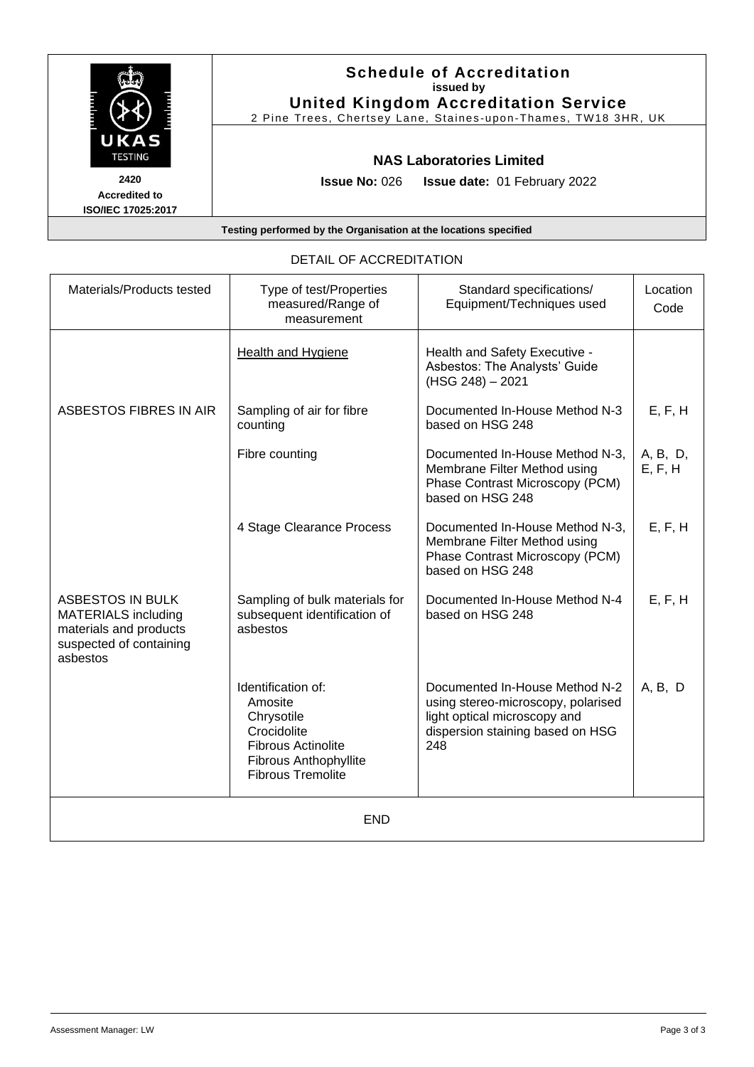# Schedule of Accreditation

**issued by**

**United Kingdom Accreditation Service**

2 Pine Trees, Chertsey Lane, Staines-upon-Thames, TW18 3HR, UK

UKAS TESTING

**2420**

**Accredited to ISO/IEC 17025:2017**

## NAS Laboratories Limited

**Issue No:** 026 **Issue date:** 01 February 2022

**Testing performed by the Organisation at the locations specified**

DETAIL OF ACCREDITATION

| Materials/Products tested | Type of test/Properties measured/Range of measurement | Standard specifications/ Equipment/Techniques used | Location Code |
|---|---|---|---|
| | Health and Hygiene | Health and Safety Executive - Asbestos: The Analysts' Guide (HSG 248) – 2021 | |
| ASBESTOS FIBRES IN AIR | Sampling of air for fibre counting | Documented In-House Method N-3 based on HSG 248 | E, F, H |
| | Fibre counting | Documented In-House Method N-3, Membrane Filter Method using Phase Contrast Microscopy (PCM) based on HSG 248 | A, B, D, E, F, H |
| | 4 Stage Clearance Process | Documented In-House Method N-3, Membrane Filter Method using Phase Contrast Microscopy (PCM) based on HSG 248 | E, F, H |
| ASBESTOS IN BULK MATERIALS including materials and products suspected of containing asbestos | Sampling of bulk materials for subsequent identification of asbestos | Documented In-House Method N-4 based on HSG 248 | E, F, H |
| | Identification of: Amosite, Chrysotile, Crocidolite, Fibrous Actinolite, Fibrous Anthophyllite, Fibrous Tremolite | Documented In-House Method N-2 using stereo-microscopy, polarised light optical microscopy and dispersion staining based on HSG 248 | A, B, D |

END

Assessment Manager: LW